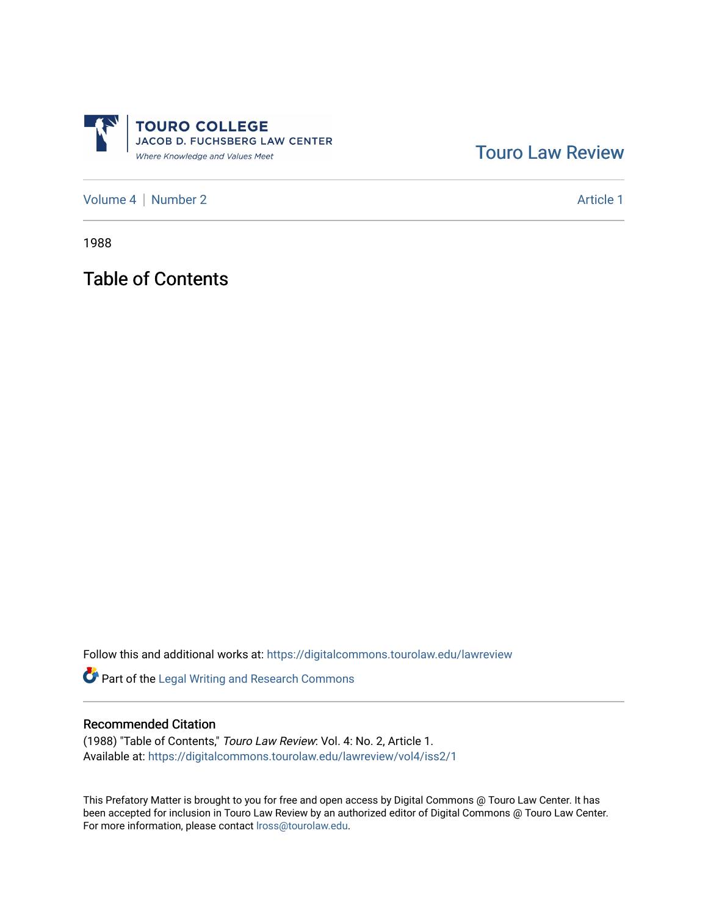TOURO COLLEGE
JACOB D. FUCHSBERG LAW CENTER
*Where Knowledge and Values Meet*

Touro Law Review

Volume 4 | Number 2 — Article 1

1988

# Table of Contents

Follow this and additional works at: https://digitalcommons.tourolaw.edu/lawreview

Part of the Legal Writing and Research Commons

## Recommended Citation

(1988) "Table of Contents," *Touro Law Review*: Vol. 4: No. 2, Article 1.
Available at: https://digitalcommons.tourolaw.edu/lawreview/vol4/iss2/1

This Prefatory Matter is brought to you for free and open access by Digital Commons @ Touro Law Center. It has been accepted for inclusion in Touro Law Review by an authorized editor of Digital Commons @ Touro Law Center. For more information, please contact lross@tourolaw.edu.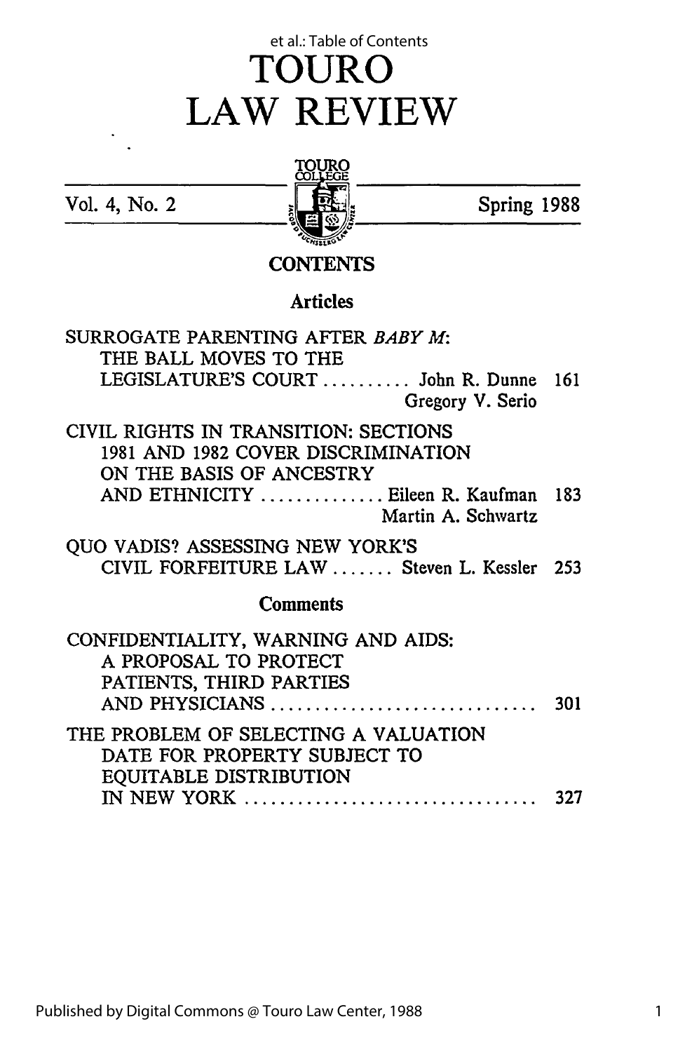# TOURO LAW REVIEW

Vol. 4, No. 2 — Spring 1988

## CONTENTS

### Articles

SURROGATE PARENTING AFTER *BABY M*: THE BALL MOVES TO THE LEGISLATURE'S COURT .......... John R. Dunne, Gregory V. Serio 161

CIVIL RIGHTS IN TRANSITION: SECTIONS 1981 AND 1982 COVER DISCRIMINATION ON THE BASIS OF ANCESTRY AND ETHNICITY .............. Eileen R. Kaufman, Martin A. Schwartz 183

QUO VADIS? ASSESSING NEW YORK'S CIVIL FORFEITURE LAW ....... Steven L. Kessler 253

### Comments

CONFIDENTIALITY, WARNING AND AIDS: A PROPOSAL TO PROTECT PATIENTS, THIRD PARTIES AND PHYSICIANS .............................. 301

THE PROBLEM OF SELECTING A VALUATION DATE FOR PROPERTY SUBJECT TO EQUITABLE DISTRIBUTION IN NEW YORK ................................. 327